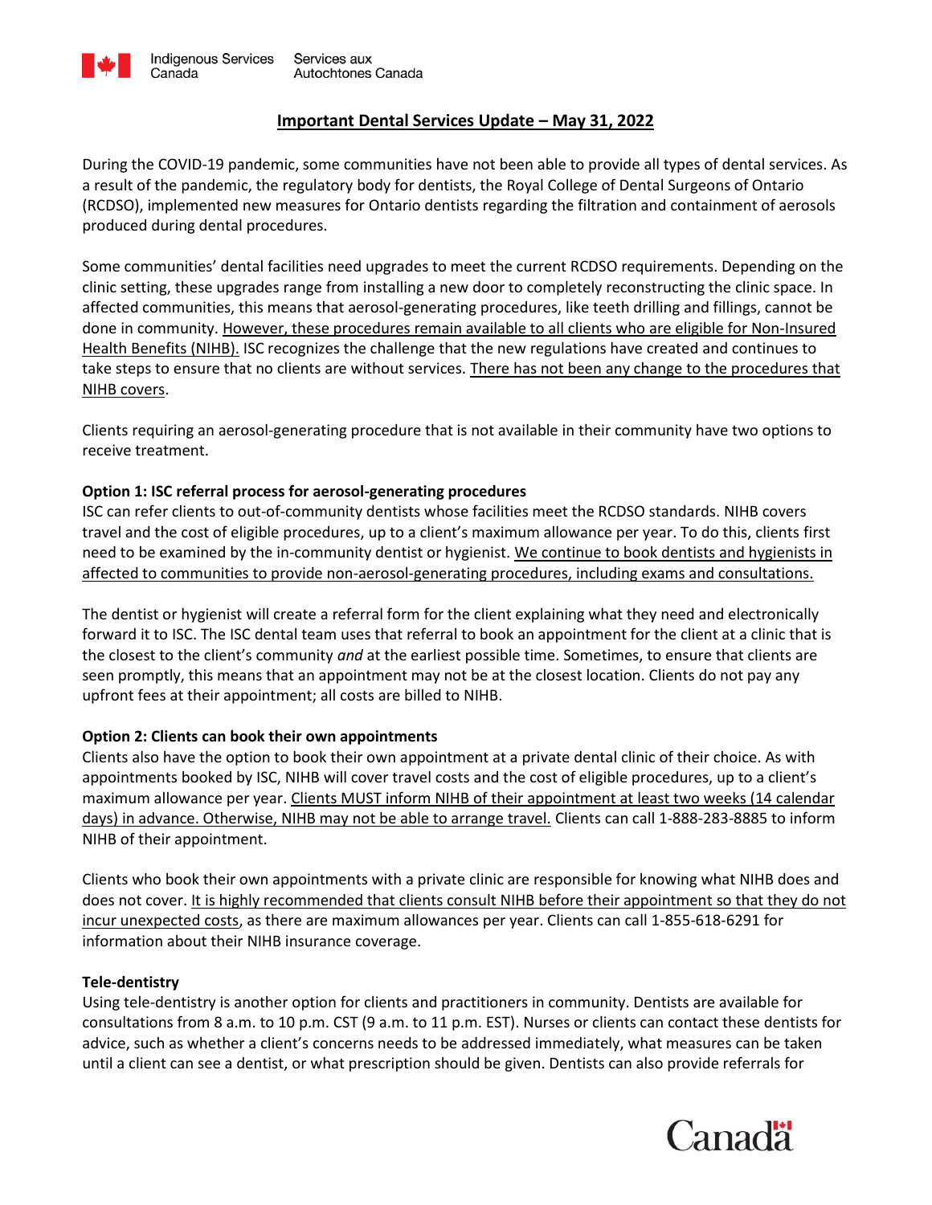# Important Dental Services Update – May 31, 2022

During the COVID-19 pandemic, some communities have not been able to provide all types of dental services. As a result of the pandemic, the regulatory body for dentists, the Royal College of Dental Surgeons of Ontario (RCDSO), implemented new measures for Ontario dentists regarding the filtration and containment of aerosols produced during dental procedures.

Some communities' dental facilities need upgrades to meet the current RCDSO requirements. Depending on the clinic setting, these upgrades range from installing a new door to completely reconstructing the clinic space. In affected communities, this means that aerosol-generating procedures, like teeth drilling and fillings, cannot be done in community. However, these procedures remain available to all clients who are eligible for Non-Insured Health Benefits (NIHB). ISC recognizes the challenge that the new regulations have created and continues to take steps to ensure that no clients are without services. There has not been any change to the procedures that NIHB covers.

Clients requiring an aerosol-generating procedure that is not available in their community have two options to receive treatment.

**Option 1: ISC referral process for aerosol-generating procedures**

ISC can refer clients to out-of-community dentists whose facilities meet the RCDSO standards. NIHB covers travel and the cost of eligible procedures, up to a client's maximum allowance per year. To do this, clients first need to be examined by the in-community dentist or hygienist. We continue to book dentists and hygienists in affected to communities to provide non-aerosol-generating procedures, including exams and consultations.

The dentist or hygienist will create a referral form for the client explaining what they need and electronically forward it to ISC. The ISC dental team uses that referral to book an appointment for the client at a clinic that is the closest to the client's community *and* at the earliest possible time. Sometimes, to ensure that clients are seen promptly, this means that an appointment may not be at the closest location. Clients do not pay any upfront fees at their appointment; all costs are billed to NIHB.

**Option 2: Clients can book their own appointments**

Clients also have the option to book their own appointment at a private dental clinic of their choice. As with appointments booked by ISC, NIHB will cover travel costs and the cost of eligible procedures, up to a client's maximum allowance per year. Clients MUST inform NIHB of their appointment at least two weeks (14 calendar days) in advance. Otherwise, NIHB may not be able to arrange travel. Clients can call 1-888-283-8885 to inform NIHB of their appointment.

Clients who book their own appointments with a private clinic are responsible for knowing what NIHB does and does not cover. It is highly recommended that clients consult NIHB before their appointment so that they do not incur unexpected costs, as there are maximum allowances per year. Clients can call 1-855-618-6291 for information about their NIHB insurance coverage.

**Tele-dentistry**

Using tele-dentistry is another option for clients and practitioners in community. Dentists are available for consultations from 8 a.m. to 10 p.m. CST (9 a.m. to 11 p.m. EST). Nurses or clients can contact these dentists for advice, such as whether a client's concerns needs to be addressed immediately, what measures can be taken until a client can see a dentist, or what prescription should be given. Dentists can also provide referrals for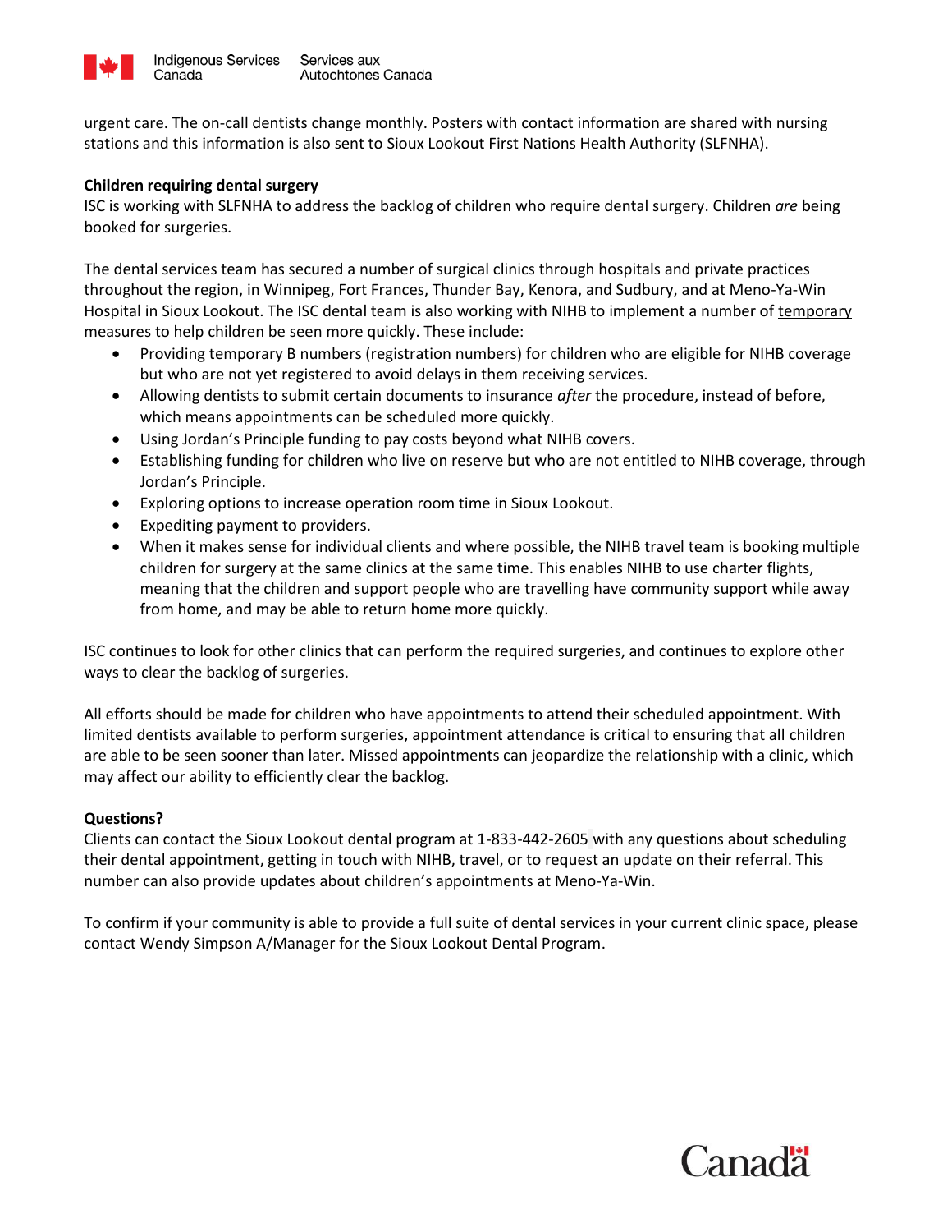urgent care. The on-call dentists change monthly. Posters with contact information are shared with nursing stations and this information is also sent to Sioux Lookout First Nations Health Authority (SLFNHA).

**Children requiring dental surgery**

ISC is working with SLFNHA to address the backlog of children who require dental surgery. Children *are* being booked for surgeries.

The dental services team has secured a number of surgical clinics through hospitals and private practices throughout the region, in Winnipeg, Fort Frances, Thunder Bay, Kenora, and Sudbury, and at Meno-Ya-Win Hospital in Sioux Lookout. The ISC dental team is also working with NIHB to implement a number of temporary measures to help children be seen more quickly. These include:

- Providing temporary B numbers (registration numbers) for children who are eligible for NIHB coverage but who are not yet registered to avoid delays in them receiving services.
- Allowing dentists to submit certain documents to insurance *after* the procedure, instead of before, which means appointments can be scheduled more quickly.
- Using Jordan's Principle funding to pay costs beyond what NIHB covers.
- Establishing funding for children who live on reserve but who are not entitled to NIHB coverage, through Jordan's Principle.
- Exploring options to increase operation room time in Sioux Lookout.
- Expediting payment to providers.
- When it makes sense for individual clients and where possible, the NIHB travel team is booking multiple children for surgery at the same clinics at the same time. This enables NIHB to use charter flights, meaning that the children and support people who are travelling have community support while away from home, and may be able to return home more quickly.

ISC continues to look for other clinics that can perform the required surgeries, and continues to explore other ways to clear the backlog of surgeries.

All efforts should be made for children who have appointments to attend their scheduled appointment. With limited dentists available to perform surgeries, appointment attendance is critical to ensuring that all children are able to be seen sooner than later. Missed appointments can jeopardize the relationship with a clinic, which may affect our ability to efficiently clear the backlog.

**Questions?**

Clients can contact the Sioux Lookout dental program at 1-833-442-2605 with any questions about scheduling their dental appointment, getting in touch with NIHB, travel, or to request an update on their referral. This number can also provide updates about children's appointments at Meno-Ya-Win.

To confirm if your community is able to provide a full suite of dental services in your current clinic space, please contact Wendy Simpson A/Manager for the Sioux Lookout Dental Program.